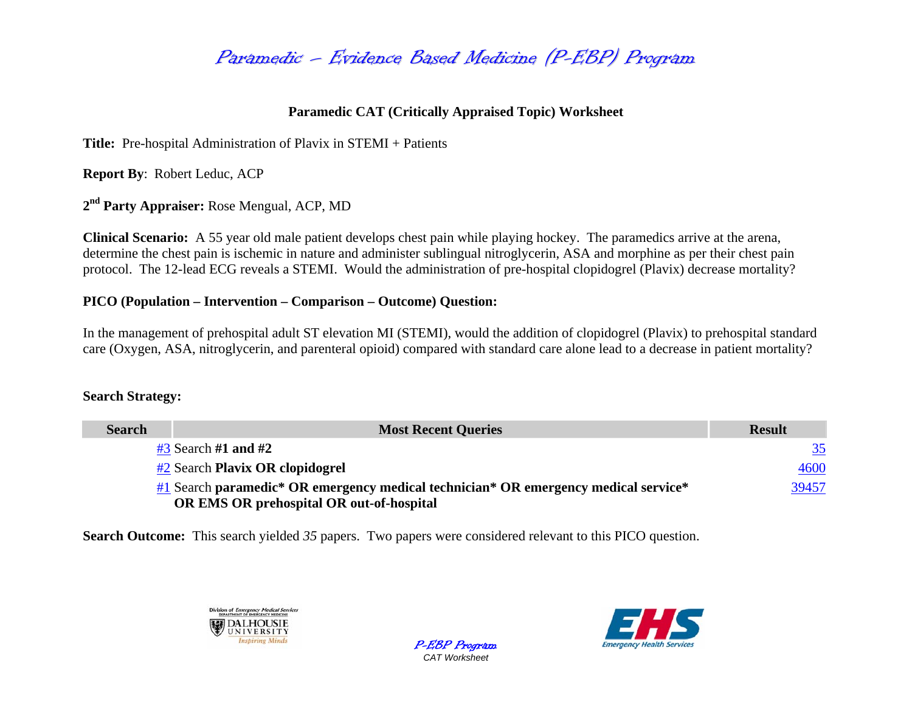# Paramedic – Evidence Based Medicine (P-EBP) Program

## Paramedic CAT (Critically Appraised Topic) Worksheet

**Title:** Pre-hospital Administration of Plavix in STEMI + Patients

**Report By**: Robert Leduc, ACP

**2nd Party Appraiser:** Rose Mengual, ACP, MD

**Clinical Scenario:** A 55 year old male patient develops chest pain while playing hockey. The paramedics arrive at the arena, determine the chest pain is ischemic in nature and administer sublingual nitroglycerin, ASA and morphine as per their chest pain protocol. The 12-lead ECG reveals a STEMI. Would the administration of pre-hospital clopidogrel (Plavix) decrease mortality?

**PICO (Population – Intervention – Comparison – Outcome) Question:**

In the management of prehospital adult ST elevation MI (STEMI), would the addition of clopidogrel (Plavix) to prehospital standard care (Oxygen, ASA, nitroglycerin, and parenteral opioid) compared with standard care alone lead to a decrease in patient mortality?

**Search Strategy:**

| Search | Most Recent Queries | Result |
|---|---|---|
| #3 | Search **#1 and #2** | 35 |
| #2 | Search **Plavix OR clopidogrel** | 4600 |
| #1 | Search **paramedic* OR emergency medical technician* OR emergency medical service* OR EMS OR prehospital OR out-of-hospital** | 39457 |

**Search Outcome:** This search yielded *35* papers. Two papers were considered relevant to this PICO question.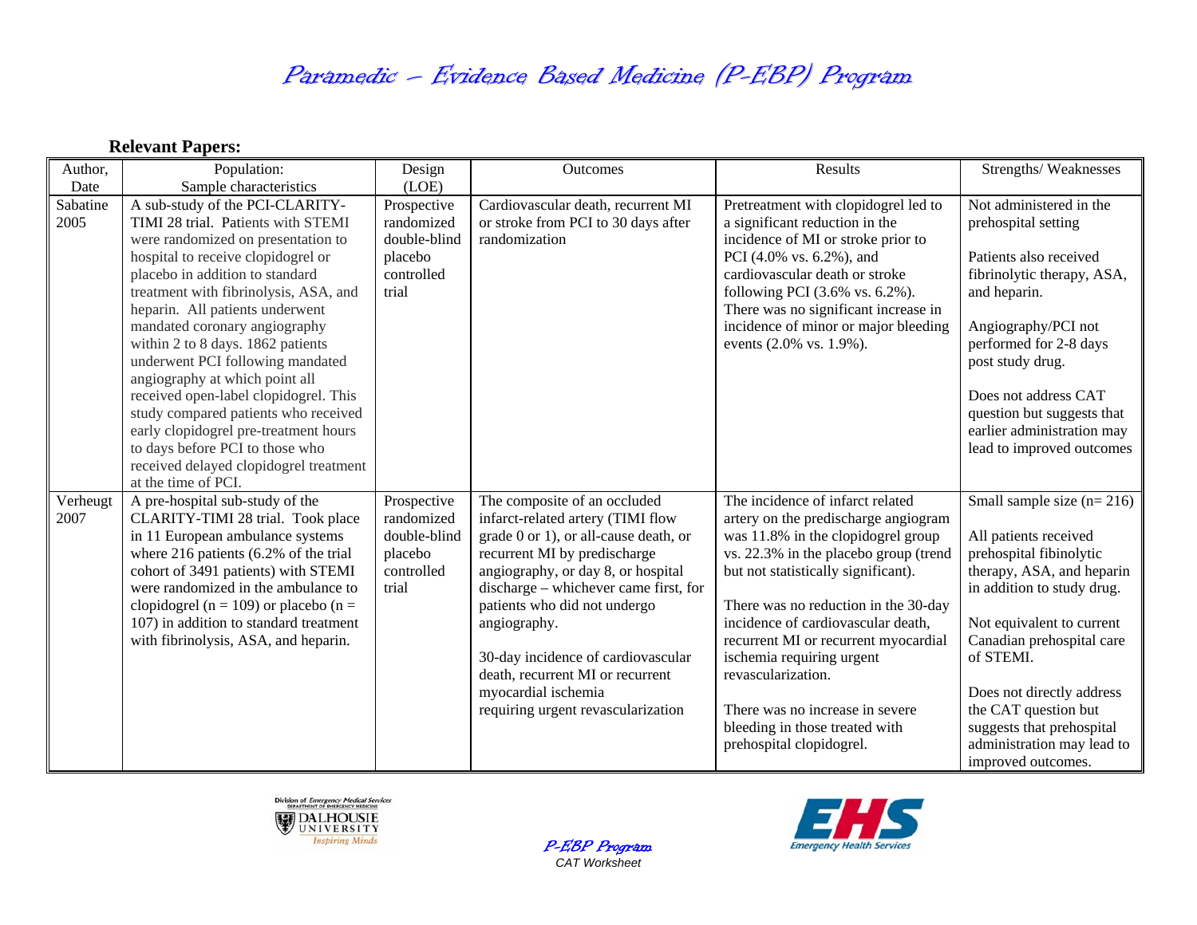**Relevant Papers:**

| Author, Date | Population: Sample characteristics | Design (LOE) | Outcomes | Results | Strengths/ Weaknesses |
|---|---|---|---|---|---|
| Sabatine 2005 | A sub-study of the PCI-CLARITY-TIMI 28 trial. Patients with STEMI were randomized on presentation to hospital to receive clopidogrel or placebo in addition to standard treatment with fibrinolysis, ASA, and heparin. All patients underwent mandated coronary angiography within 2 to 8 days. 1862 patients underwent PCI following mandated angiography at which point all received open-label clopidogrel. This study compared patients who received early clopidogrel pre-treatment hours to days before PCI to those who received delayed clopidogrel treatment at the time of PCI. | Prospective randomized double-blind placebo controlled trial | Cardiovascular death, recurrent MI or stroke from PCI to 30 days after randomization | Pretreatment with clopidogrel led to a significant reduction in the incidence of MI or stroke prior to PCI (4.0% vs. 6.2%), and cardiovascular death or stroke following PCI (3.6% vs. 6.2%). There was no significant increase in incidence of minor or major bleeding events (2.0% vs. 1.9%). | Not administered in the prehospital setting<br><br>Patients also received fibrinolytic therapy, ASA, and heparin.<br><br>Angiography/PCI not performed for 2-8 days post study drug.<br><br>Does not address CAT question but suggests that earlier administration may lead to improved outcomes |
| Verheugt 2007 | A pre-hospital sub-study of the CLARITY-TIMI 28 trial. Took place in 11 European ambulance systems where 216 patients (6.2% of the trial cohort of 3491 patients) with STEMI were randomized in the ambulance to clopidogrel (n = 109) or placebo (n = 107) in addition to standard treatment with fibrinolysis, ASA, and heparin. | Prospective randomized double-blind placebo controlled trial | The composite of an occluded infarct-related artery (TIMI flow grade 0 or 1), or all-cause death, or recurrent MI by predischarge angiography, or day 8, or hospital discharge – whichever came first, for patients who did not undergo angiography.<br><br>30-day incidence of cardiovascular death, recurrent MI or recurrent myocardial ischemia requiring urgent revascularization | The incidence of infarct related artery on the predischarge angiogram was 11.8% in the clopidogrel group vs. 22.3% in the placebo group (trend but not statistically significant).<br><br>There was no reduction in the 30-day incidence of cardiovascular death, recurrent MI or recurrent myocardial ischemia requiring urgent revascularization.<br><br>There was no increase in severe bleeding in those treated with prehospital clopidogrel. | Small sample size (n= 216)<br><br>All patients received prehospital fibinolytic therapy, ASA, and heparin in addition to study drug.<br><br>Not equivalent to current Canadian prehospital care of STEMI.<br><br>Does not directly address the CAT question but suggests that prehospital administration may lead to improved outcomes. |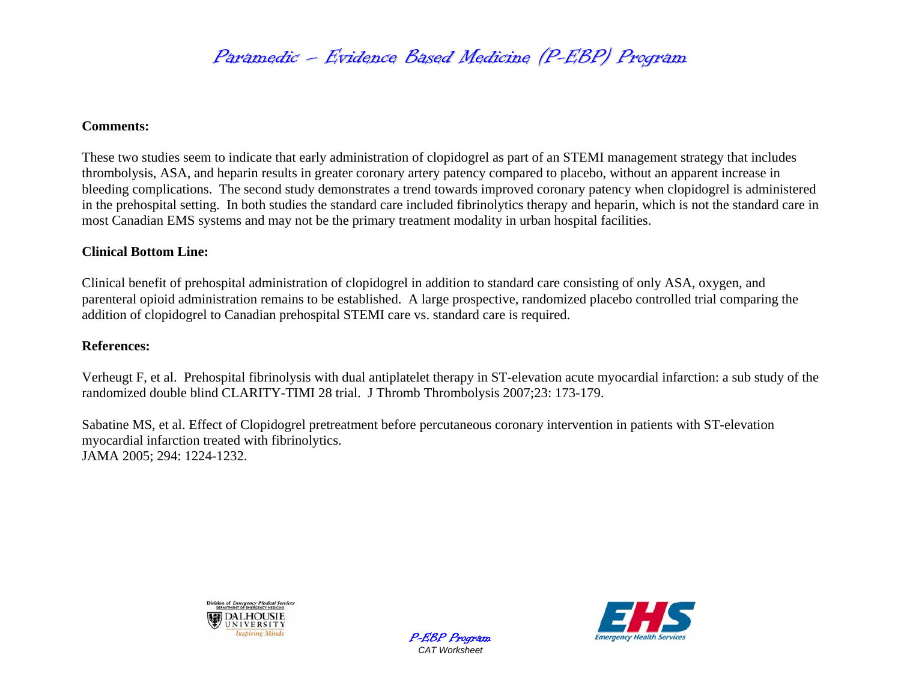**Comments:**

These two studies seem to indicate that early administration of clopidogrel as part of an STEMI management strategy that includes thrombolysis, ASA, and heparin results in greater coronary artery patency compared to placebo, without an apparent increase in bleeding complications. The second study demonstrates a trend towards improved coronary patency when clopidogrel is administered in the prehospital setting. In both studies the standard care included fibrinolytics therapy and heparin, which is not the standard care in most Canadian EMS systems and may not be the primary treatment modality in urban hospital facilities.

**Clinical Bottom Line:**

Clinical benefit of prehospital administration of clopidogrel in addition to standard care consisting of only ASA, oxygen, and parenteral opioid administration remains to be established. A large prospective, randomized placebo controlled trial comparing the addition of clopidogrel to Canadian prehospital STEMI care vs. standard care is required.

**References:**

Verheugt F, et al. Prehospital fibrinolysis with dual antiplatelet therapy in ST-elevation acute myocardial infarction: a sub study of the randomized double blind CLARITY-TIMI 28 trial. J Thromb Thrombolysis 2007;23: 173-179.

Sabatine MS, et al. Effect of Clopidogrel pretreatment before percutaneous coronary intervention in patients with ST-elevation myocardial infarction treated with fibrinolytics.
JAMA 2005; 294: 1224-1232.